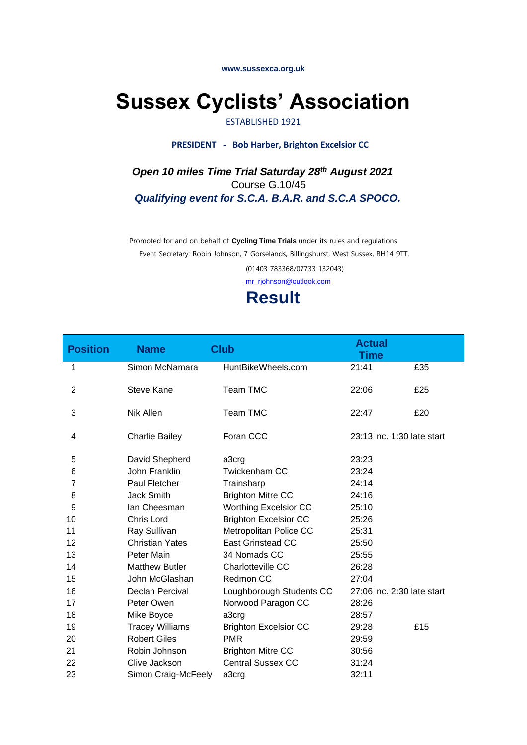www.sussexca.org.uk

# Sussex Cyclists' Association

ESTABLISHED 1921

**PRESIDENT - Bob Harber, Brighton Excelsior CC**

***Open 10 miles Time Trial Saturday 28th August 2021***

Course G.10/45

***Qualifying event for S.C.A. B.A.R. and S.C.A SPOCO.***

Promoted for and on behalf of **Cycling Time Trials** under its rules and regulations

Event Secretary: Robin Johnson, 7 Gorselands, Billingshurst, West Sussex, RH14 9TT.

(01403 783368/07733 132043)

mr_rjohnson@outlook.com

## Result

| Position | Name | Club | Actual Time | |
|---|---|---|---|---|
| 1 | Simon McNamara | HuntBikeWheels.com | 21:41 | £35 |
| 2 | Steve Kane | Team TMC | 22:06 | £25 |
| 3 | Nik Allen | Team TMC | 22:47 | £20 |
| 4 | Charlie Bailey | Foran CCC | 23:13 inc. 1:30 late start | |
| 5 | David Shepherd | a3crg | 23:23 | |
| 6 | John Franklin | Twickenham CC | 23:24 | |
| 7 | Paul Fletcher | Trainsharp | 24:14 | |
| 8 | Jack Smith | Brighton Mitre CC | 24:16 | |
| 9 | Ian Cheesman | Worthing Excelsior CC | 25:10 | |
| 10 | Chris Lord | Brighton Excelsior CC | 25:26 | |
| 11 | Ray Sullivan | Metropolitan Police CC | 25:31 | |
| 12 | Christian Yates | East Grinstead CC | 25:50 | |
| 13 | Peter Main | 34 Nomads CC | 25:55 | |
| 14 | Matthew Butler | Charlotteville CC | 26:28 | |
| 15 | John McGlashan | Redmon CC | 27:04 | |
| 16 | Declan Percival | Loughborough Students CC | 27:06 inc. 2:30 late start | |
| 17 | Peter Owen | Norwood Paragon CC | 28:26 | |
| 18 | Mike Boyce | a3crg | 28:57 | |
| 19 | Tracey Williams | Brighton Excelsior CC | 29:28 | £15 |
| 20 | Robert Giles | PMR | 29:59 | |
| 21 | Robin Johnson | Brighton Mitre CC | 30:56 | |
| 22 | Clive Jackson | Central Sussex CC | 31:24 | |
| 23 | Simon Craig-McFeely | a3crg | 32:11 | |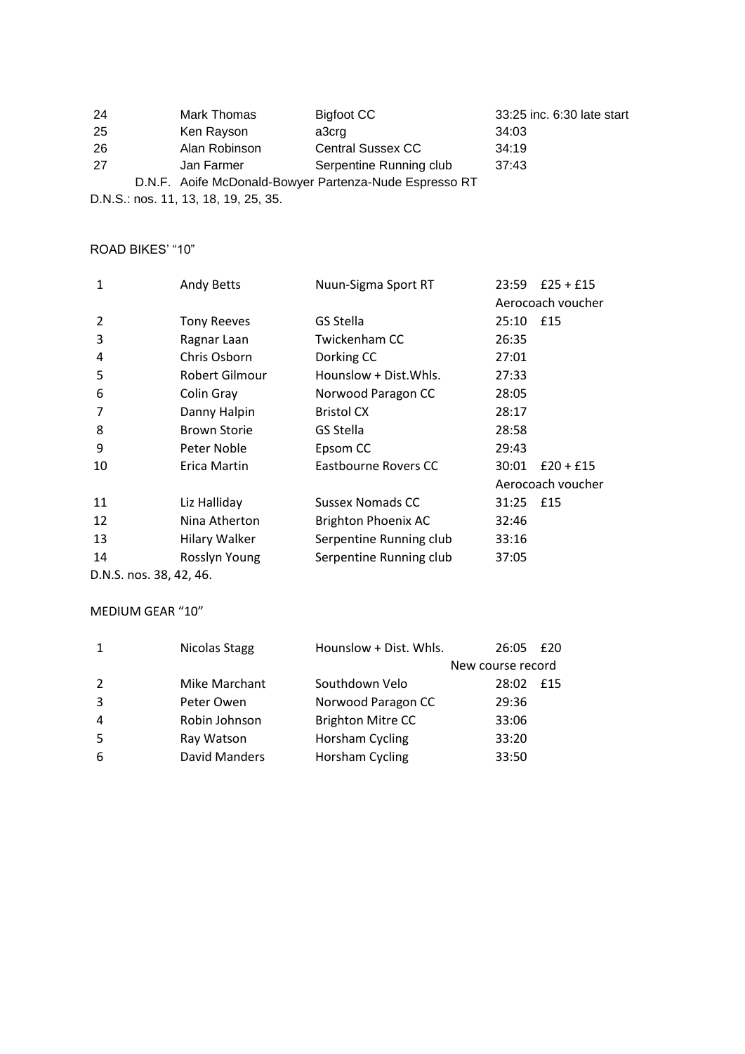| | | | |
|---|---|---|---|
| 24 | Mark Thomas | Bigfoot CC | 33:25 inc. 6:30 late start |
| 25 | Ken Rayson | a3crg | 34:03 |
| 26 | Alan Robinson | Central Sussex CC | 34:19 |
| 27 | Jan Farmer | Serpentine Running club | 37:43 |

D.N.F. Aoife McDonald-Bowyer Partenza-Nude Espresso RT

D.N.S.: nos. 11, 13, 18, 19, 25, 35.

ROAD BIKES' "10"

| | | | | |
|---|---|---|---|---|
| 1 | Andy Betts | Nuun-Sigma Sport RT | 23:59 | £25 + £15 Aerocoach voucher |
| 2 | Tony Reeves | GS Stella | 25:10 | £15 |
| 3 | Ragnar Laan | Twickenham CC | 26:35 | |
| 4 | Chris Osborn | Dorking CC | 27:01 | |
| 5 | Robert Gilmour | Hounslow + Dist.Whls. | 27:33 | |
| 6 | Colin Gray | Norwood Paragon CC | 28:05 | |
| 7 | Danny Halpin | Bristol CX | 28:17 | |
| 8 | Brown Storie | GS Stella | 28:58 | |
| 9 | Peter Noble | Epsom CC | 29:43 | |
| 10 | Erica Martin | Eastbourne Rovers CC | 30:01 | £20 + £15 Aerocoach voucher |
| 11 | Liz Halliday | Sussex Nomads CC | 31:25 | £15 |
| 12 | Nina Atherton | Brighton Phoenix AC | 32:46 | |
| 13 | Hilary Walker | Serpentine Running club | 33:16 | |
| 14 | Rosslyn Young | Serpentine Running club | 37:05 | |

D.N.S. nos. 38, 42, 46.

MEDIUM GEAR "10"

| | | | | |
|---|---|---|---|---|
| 1 | Nicolas Stagg | Hounslow + Dist. Whls. | 26:05 | £20 New course record |
| 2 | Mike Marchant | Southdown Velo | 28:02 | £15 |
| 3 | Peter Owen | Norwood Paragon CC | 29:36 | |
| 4 | Robin Johnson | Brighton Mitre CC | 33:06 | |
| 5 | Ray Watson | Horsham Cycling | 33:20 | |
| 6 | David Manders | Horsham Cycling | 33:50 | |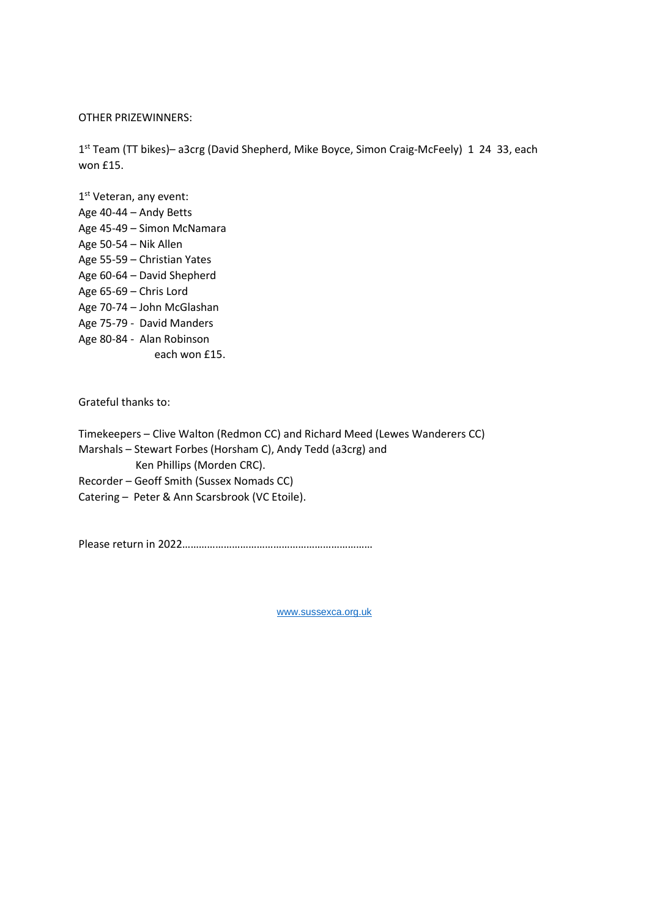OTHER PRIZEWINNERS:

1st Team (TT bikes)– a3crg (David Shepherd, Mike Boyce, Simon Craig-McFeely) 1 24 33, each won £15.

1st Veteran, any event:  
Age 40-44 – Andy Betts  
Age 45-49 – Simon McNamara  
Age 50-54 – Nik Allen  
Age 55-59 – Christian Yates  
Age 60-64 – David Shepherd  
Age 65-69 – Chris Lord  
Age 70-74 – John McGlashan  
Age 75-79 - David Manders  
Age 80-84 - Alan Robinson  
each won £15.

Grateful thanks to:

Timekeepers – Clive Walton (Redmon CC) and Richard Meed (Lewes Wanderers CC)  
Marshals – Stewart Forbes (Horsham C), Andy Tedd (a3crg) and Ken Phillips (Morden CRC).  
Recorder – Geoff Smith (Sussex Nomads CC)  
Catering – Peter & Ann Scarsbrook (VC Etoile).

Please return in 2022……………………………………………………………

www.sussexca.org.uk